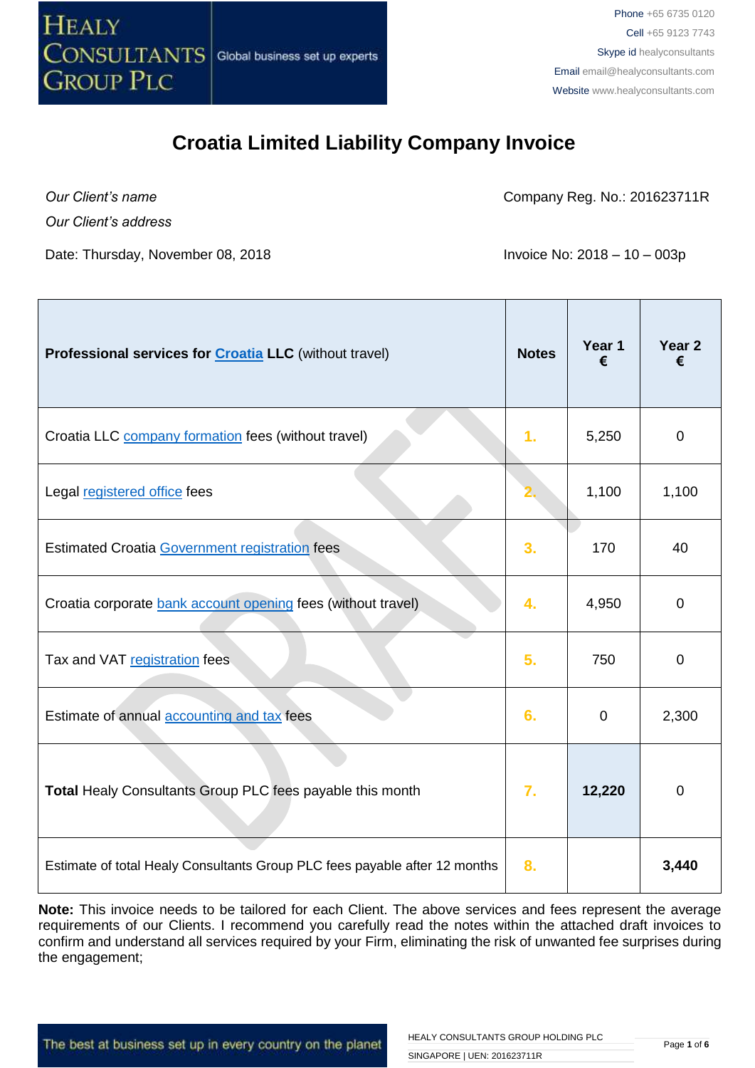HEALY CONSULTANTS GROUP PLC — Global business set up experts

Phone +65 6735 0120
Cell +65 9123 7743
Skype id healyconsultants
Email email@healyconsultants.com
Website www.healyconsultants.com

# Croatia Limited Liability Company Invoice

*Our Client's name*

*Our Client's address*

Company Reg. No.: 201623711R

Date: Thursday, November 08, 2018

Invoice No: 2018 – 10 – 003p

| **Professional services for Croatia LLC** (without travel) | **Notes** | **Year 1 €** | **Year 2 €** |
|---|---|---|---|
| Croatia LLC company formation fees (without travel) | 1. | 5,250 | 0 |
| Legal registered office fees | 2. | 1,100 | 1,100 |
| Estimated Croatia Government registration fees | 3. | 170 | 40 |
| Croatia corporate bank account opening fees (without travel) | 4. | 4,950 | 0 |
| Tax and VAT registration fees | 5. | 750 | 0 |
| Estimate of annual accounting and tax fees | 6. | 0 | 2,300 |
| **Total** Healy Consultants Group PLC fees payable this month | 7. | **12,220** | 0 |
| Estimate of total Healy Consultants Group PLC fees payable after 12 months | 8. | | **3,440** |

**Note:** This invoice needs to be tailored for each Client. The above services and fees represent the average requirements of our Clients. I recommend you carefully read the notes within the attached draft invoices to confirm and understand all services required by your Firm, eliminating the risk of unwanted fee surprises during the engagement;

The best at business set up in every country on the planet

HEALY CONSULTANTS GROUP HOLDING PLC
SINGAPORE | UEN: 201623711R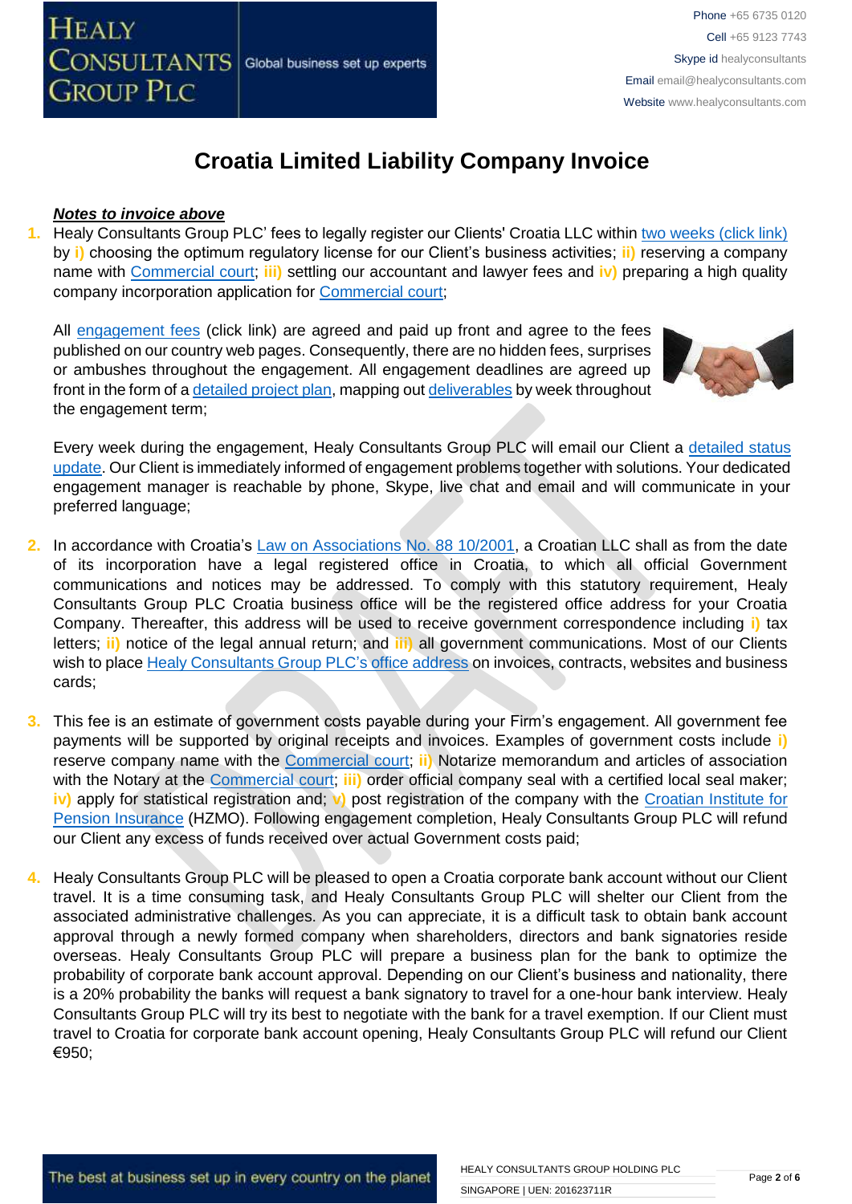# Croatia Limited Liability Company Invoice

***Notes to invoice above***

1. Healy Consultants Group PLC' fees to legally register our Clients' Croatia LLC within two weeks (click link) by **i)** choosing the optimum regulatory license for our Client's business activities; **ii)** reserving a company name with Commercial court; **iii)** settling our accountant and lawyer fees and **iv)** preparing a high quality company incorporation application for Commercial court;

   All engagement fees (click link) are agreed and paid up front and agree to the fees published on our country web pages. Consequently, there are no hidden fees, surprises or ambushes throughout the engagement. All engagement deadlines are agreed up front in the form of a detailed project plan, mapping out deliverables by week throughout the engagement term;

   Every week during the engagement, Healy Consultants Group PLC will email our Client a detailed status update. Our Client is immediately informed of engagement problems together with solutions. Your dedicated engagement manager is reachable by phone, Skype, live chat and email and will communicate in your preferred language;

2. In accordance with Croatia's Law on Associations No. 88 10/2001, a Croatian LLC shall as from the date of its incorporation have a legal registered office in Croatia, to which all official Government communications and notices may be addressed. To comply with this statutory requirement, Healy Consultants Group PLC Croatia business office will be the registered office address for your Croatia Company. Thereafter, this address will be used to receive government correspondence including **i)** tax letters; **ii)** notice of the legal annual return; and **iii)** all government communications. Most of our Clients wish to place Healy Consultants Group PLC's office address on invoices, contracts, websites and business cards;

3. This fee is an estimate of government costs payable during your Firm's engagement. All government fee payments will be supported by original receipts and invoices. Examples of government costs include **i)** reserve company name with the Commercial court; **ii)** Notarize memorandum and articles of association with the Notary at the Commercial court; **iii)** order official company seal with a certified local seal maker; **iv)** apply for statistical registration and; **v)** post registration of the company with the Croatian Institute for Pension Insurance (HZMO). Following engagement completion, Healy Consultants Group PLC will refund our Client any excess of funds received over actual Government costs paid;

4. Healy Consultants Group PLC will be pleased to open a Croatia corporate bank account without our Client travel. It is a time consuming task, and Healy Consultants Group PLC will shelter our Client from the associated administrative challenges. As you can appreciate, it is a difficult task to obtain bank account approval through a newly formed company when shareholders, directors and bank signatories reside overseas. Healy Consultants Group PLC will prepare a business plan for the bank to optimize the probability of corporate bank account approval. Depending on our Client's business and nationality, there is a 20% probability the banks will request a bank signatory to travel for a one-hour bank interview. Healy Consultants Group PLC will try its best to negotiate with the bank for a travel exemption. If our Client must travel to Croatia for corporate bank account opening, Healy Consultants Group PLC will refund our Client €950;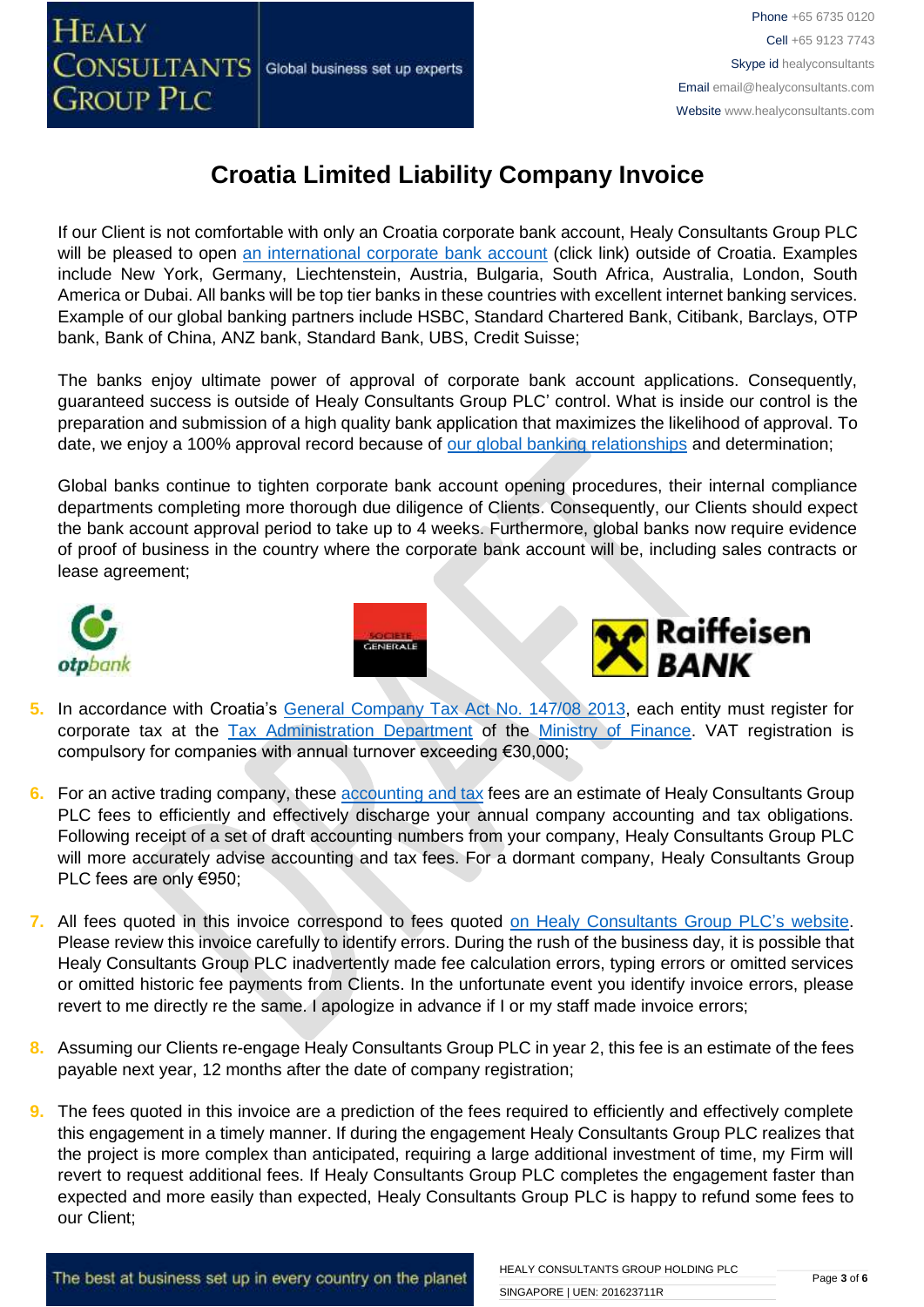# Croatia Limited Liability Company Invoice

If our Client is not comfortable with only an Croatia corporate bank account, Healy Consultants Group PLC will be pleased to open an international corporate bank account (click link) outside of Croatia. Examples include New York, Germany, Liechtenstein, Austria, Bulgaria, South Africa, Australia, London, South America or Dubai. All banks will be top tier banks in these countries with excellent internet banking services. Example of our global banking partners include HSBC, Standard Chartered Bank, Citibank, Barclays, OTP bank, Bank of China, ANZ bank, Standard Bank, UBS, Credit Suisse;

The banks enjoy ultimate power of approval of corporate bank account applications. Consequently, guaranteed success is outside of Healy Consultants Group PLC' control. What is inside our control is the preparation and submission of a high quality bank application that maximizes the likelihood of approval. To date, we enjoy a 100% approval record because of our global banking relationships and determination;

Global banks continue to tighten corporate bank account opening procedures, their internal compliance departments completing more thorough due diligence of Clients. Consequently, our Clients should expect the bank account approval period to take up to 4 weeks. Furthermore, global banks now require evidence of proof of business in the country where the corporate bank account will be, including sales contracts or lease agreement;

5. In accordance with Croatia's General Company Tax Act No. 147/08 2013, each entity must register for corporate tax at the Tax Administration Department of the Ministry of Finance. VAT registration is compulsory for companies with annual turnover exceeding €30,000;

6. For an active trading company, these accounting and tax fees are an estimate of Healy Consultants Group PLC fees to efficiently and effectively discharge your annual company accounting and tax obligations. Following receipt of a set of draft accounting numbers from your company, Healy Consultants Group PLC will more accurately advise accounting and tax fees. For a dormant company, Healy Consultants Group PLC fees are only €950;

7. All fees quoted in this invoice correspond to fees quoted on Healy Consultants Group PLC's website. Please review this invoice carefully to identify errors. During the rush of the business day, it is possible that Healy Consultants Group PLC inadvertently made fee calculation errors, typing errors or omitted services or omitted historic fee payments from Clients. In the unfortunate event you identify invoice errors, please revert to me directly re the same. I apologize in advance if I or my staff made invoice errors;

8. Assuming our Clients re-engage Healy Consultants Group PLC in year 2, this fee is an estimate of the fees payable next year, 12 months after the date of company registration;

9. The fees quoted in this invoice are a prediction of the fees required to efficiently and effectively complete this engagement in a timely manner. If during the engagement Healy Consultants Group PLC realizes that the project is more complex than anticipated, requiring a large additional investment of time, my Firm will revert to request additional fees. If Healy Consultants Group PLC completes the engagement faster than expected and more easily than expected, Healy Consultants Group PLC is happy to refund some fees to our Client;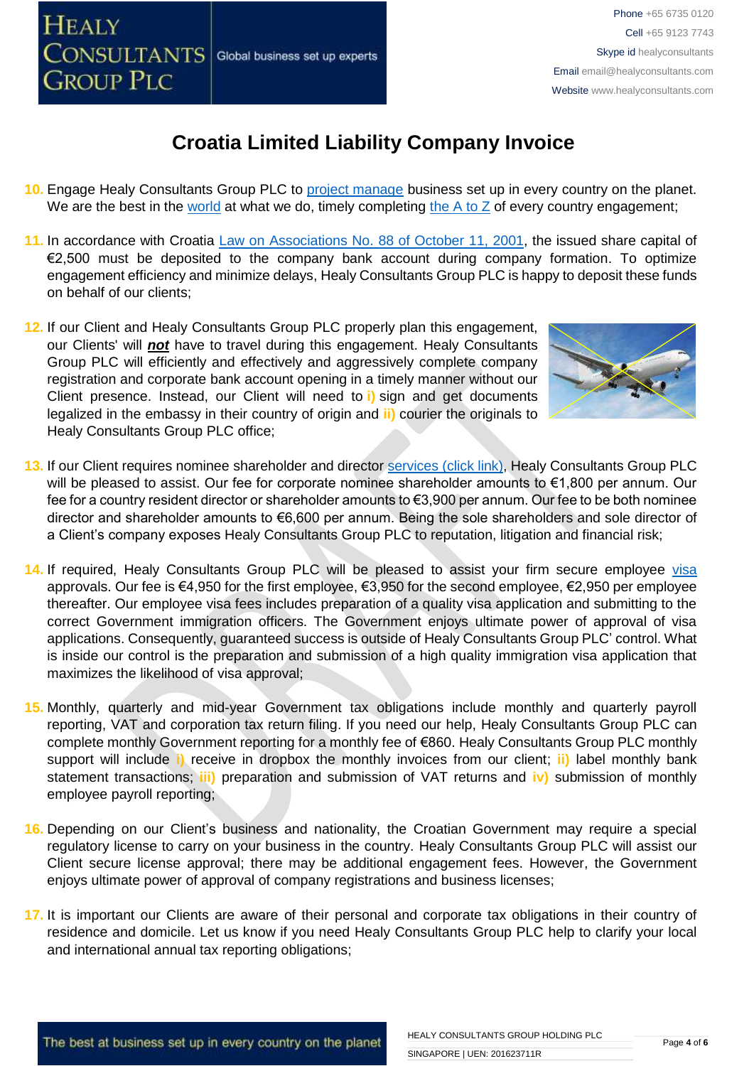# Croatia Limited Liability Company Invoice

10. Engage Healy Consultants Group PLC to project manage business set up in every country on the planet. We are the best in the world at what we do, timely completing the A to Z of every country engagement;

11. In accordance with Croatia Law on Associations No. 88 of October 11, 2001, the issued share capital of €2,500 must be deposited to the company bank account during company formation. To optimize engagement efficiency and minimize delays, Healy Consultants Group PLC is happy to deposit these funds on behalf of our clients;

12. If our Client and Healy Consultants Group PLC properly plan this engagement, our Clients' will ***not*** have to travel during this engagement. Healy Consultants Group PLC will efficiently and effectively and aggressively complete company registration and corporate bank account opening in a timely manner without our Client presence. Instead, our Client will need to **i)** sign and get documents legalized in the embassy in their country of origin and **ii)** courier the originals to Healy Consultants Group PLC office;

13. If our Client requires nominee shareholder and director services (click link), Healy Consultants Group PLC will be pleased to assist. Our fee for corporate nominee shareholder amounts to €1,800 per annum. Our fee for a country resident director or shareholder amounts to €3,900 per annum. Our fee to be both nominee director and shareholder amounts to €6,600 per annum. Being the sole shareholders and sole director of a Client's company exposes Healy Consultants Group PLC to reputation, litigation and financial risk;

14. If required, Healy Consultants Group PLC will be pleased to assist your firm secure employee visa approvals. Our fee is €4,950 for the first employee, €3,950 for the second employee, €2,950 per employee thereafter. Our employee visa fees includes preparation of a quality visa application and submitting to the correct Government immigration officers. The Government enjoys ultimate power of approval of visa applications. Consequently, guaranteed success is outside of Healy Consultants Group PLC' control. What is inside our control is the preparation and submission of a high quality immigration visa application that maximizes the likelihood of visa approval;

15. Monthly, quarterly and mid-year Government tax obligations include monthly and quarterly payroll reporting, VAT and corporation tax return filing. If you need our help, Healy Consultants Group PLC can complete monthly Government reporting for a monthly fee of €860. Healy Consultants Group PLC monthly support will include **i)** receive in dropbox the monthly invoices from our client; **ii)** label monthly bank statement transactions; **iii)** preparation and submission of VAT returns and **iv)** submission of monthly employee payroll reporting;

16. Depending on our Client's business and nationality, the Croatian Government may require a special regulatory license to carry on your business in the country. Healy Consultants Group PLC will assist our Client secure license approval; there may be additional engagement fees. However, the Government enjoys ultimate power of approval of company registrations and business licenses;

17. It is important our Clients are aware of their personal and corporate tax obligations in their country of residence and domicile. Let us know if you need Healy Consultants Group PLC help to clarify your local and international annual tax reporting obligations;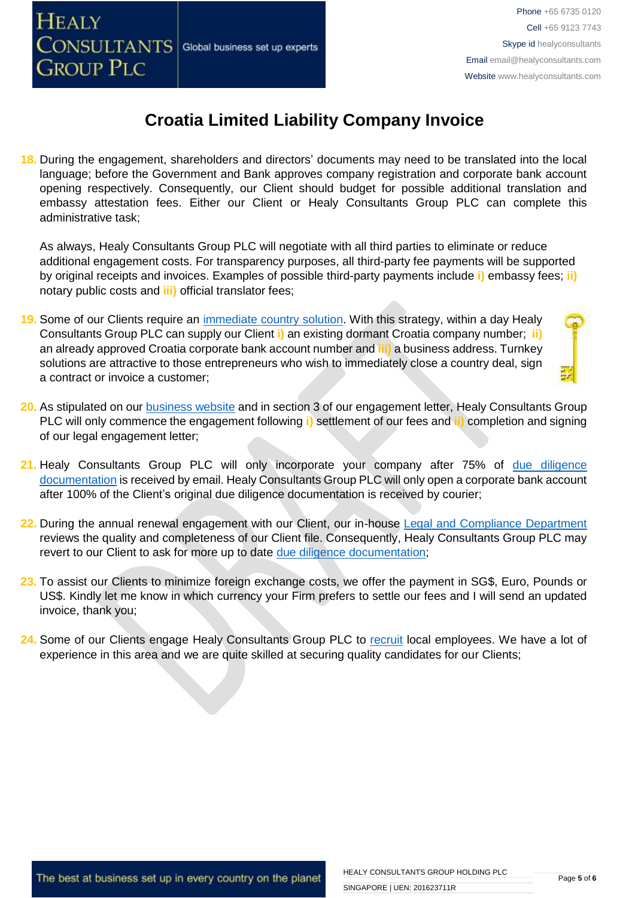# Croatia Limited Liability Company Invoice

18. During the engagement, shareholders and directors' documents may need to be translated into the local language; before the Government and Bank approves company registration and corporate bank account opening respectively. Consequently, our Client should budget for possible additional translation and embassy attestation fees. Either our Client or Healy Consultants Group PLC can complete this administrative task;

    As always, Healy Consultants Group PLC will negotiate with all third parties to eliminate or reduce additional engagement costs. For transparency purposes, all third-party fee payments will be supported by original receipts and invoices. Examples of possible third-party payments include **i)** embassy fees; **ii)** notary public costs and **iii)** official translator fees;

19. Some of our Clients require an immediate country solution. With this strategy, within a day Healy Consultants Group PLC can supply our Client **i)** an existing dormant Croatia company number; **ii)** an already approved Croatia corporate bank account number and **iii)** a business address. Turnkey solutions are attractive to those entrepreneurs who wish to immediately close a country deal, sign a contract or invoice a customer;

20. As stipulated on our business website and in section 3 of our engagement letter, Healy Consultants Group PLC will only commence the engagement following **i)** settlement of our fees and **ii)** completion and signing of our legal engagement letter;

21. Healy Consultants Group PLC will only incorporate your company after 75% of due diligence documentation is received by email. Healy Consultants Group PLC will only open a corporate bank account after 100% of the Client's original due diligence documentation is received by courier;

22. During the annual renewal engagement with our Client, our in-house Legal and Compliance Department reviews the quality and completeness of our Client file. Consequently, Healy Consultants Group PLC may revert to our Client to ask for more up to date due diligence documentation;

23. To assist our Clients to minimize foreign exchange costs, we offer the payment in SG$, Euro, Pounds or US$. Kindly let me know in which currency your Firm prefers to settle our fees and I will send an updated invoice, thank you;

24. Some of our Clients engage Healy Consultants Group PLC to recruit local employees. We have a lot of experience in this area and we are quite skilled at securing quality candidates for our Clients;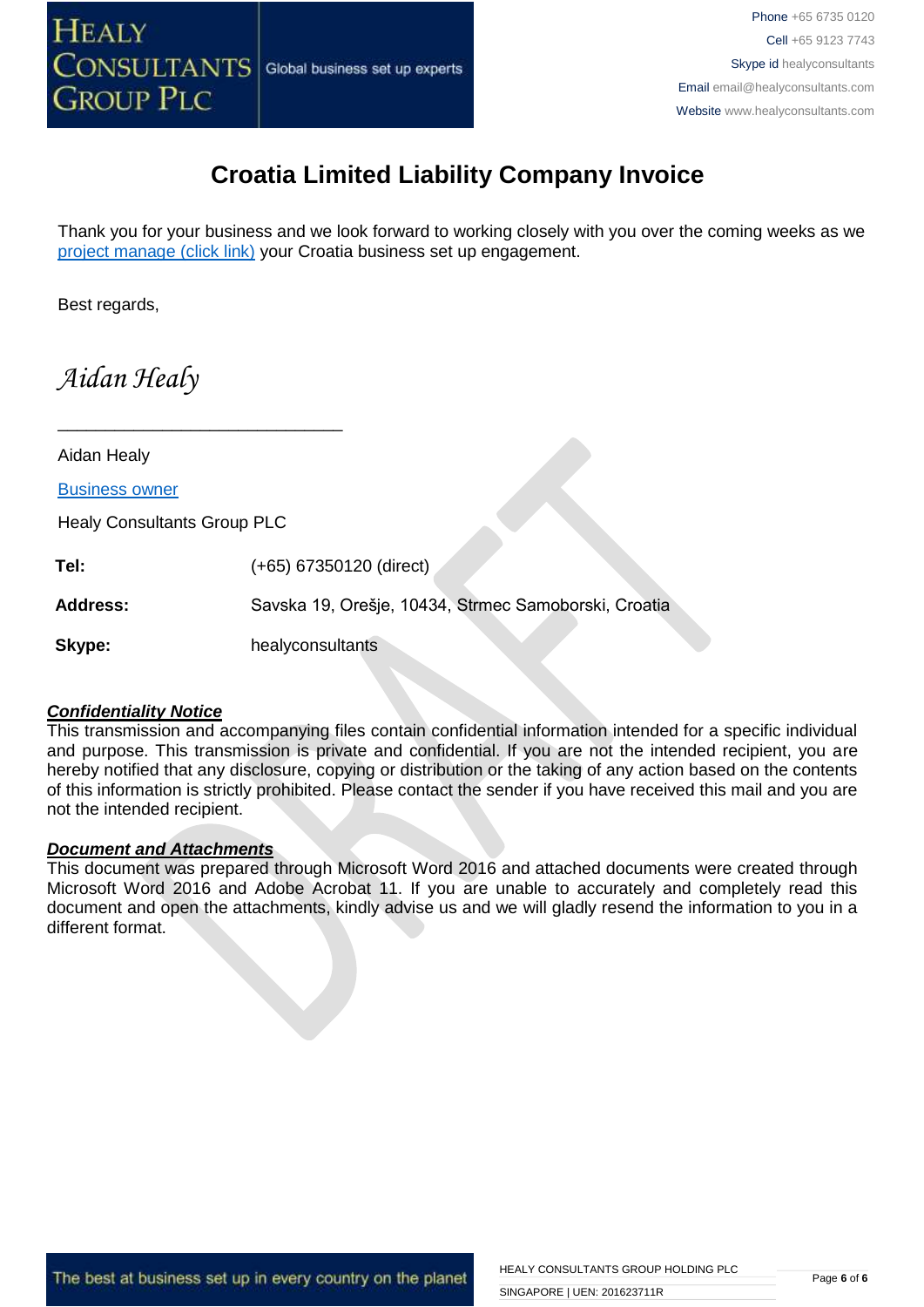# Croatia Limited Liability Company Invoice

Thank you for your business and we look forward to working closely with you over the coming weeks as we project manage (click link) your Croatia business set up engagement.

Best regards,

*Aidan Healy*

______________________________

Aidan Healy

Business owner

Healy Consultants Group PLC

| | |
|---|---|
| **Tel:** | (+65) 67350120 (direct) |
| **Address:** | Savska 19, Orešje, 10434, Strmec Samoborski, Croatia |
| **Skype:** | healyconsultants |

***Confidentiality Notice***

This transmission and accompanying files contain confidential information intended for a specific individual and purpose. This transmission is private and confidential. If you are not the intended recipient, you are hereby notified that any disclosure, copying or distribution or the taking of any action based on the contents of this information is strictly prohibited. Please contact the sender if you have received this mail and you are not the intended recipient.

***Document and Attachments***

This document was prepared through Microsoft Word 2016 and attached documents were created through Microsoft Word 2016 and Adobe Acrobat 11. If you are unable to accurately and completely read this document and open the attachments, kindly advise us and we will gladly resend the information to you in a different format.